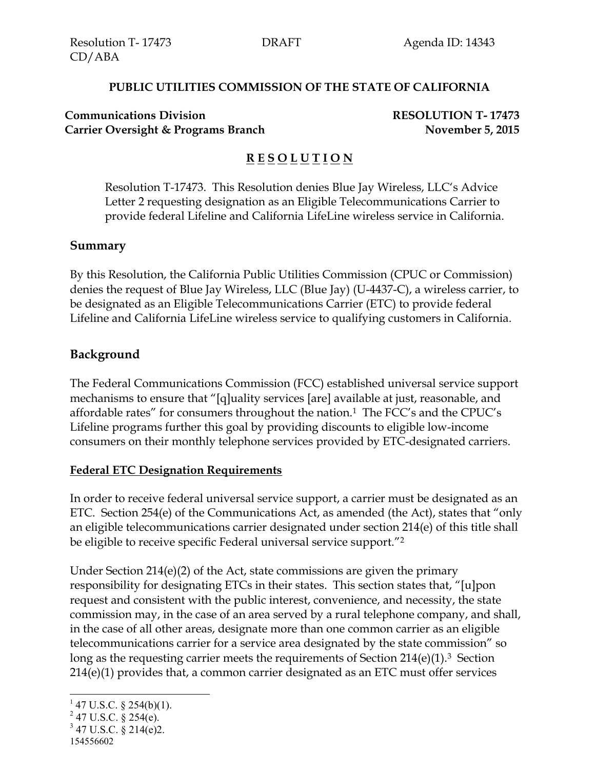Resolution T- 17473 DRAFT Agenda ID: 14343
CD/ABA

**PUBLIC UTILITIES COMMISSION OF THE STATE OF CALIFORNIA**

**Communications Division** **RESOLUTION T- 17473**
**Carrier Oversight & Programs Branch** **November 5, 2015**

# R E S O L U T I O N

Resolution T-17473. This Resolution denies Blue Jay Wireless, LLC's Advice Letter 2 requesting designation as an Eligible Telecommunications Carrier to provide federal Lifeline and California LifeLine wireless service in California.

## Summary

By this Resolution, the California Public Utilities Commission (CPUC or Commission) denies the request of Blue Jay Wireless, LLC (Blue Jay) (U-4437-C), a wireless carrier, to be designated as an Eligible Telecommunications Carrier (ETC) to provide federal Lifeline and California LifeLine wireless service to qualifying customers in California.

## Background

The Federal Communications Commission (FCC) established universal service support mechanisms to ensure that "[q]uality services [are] available at just, reasonable, and affordable rates" for consumers throughout the nation.[1] The FCC's and the CPUC's Lifeline programs further this goal by providing discounts to eligible low-income consumers on their monthly telephone services provided by ETC-designated carriers.

### Federal ETC Designation Requirements

In order to receive federal universal service support, a carrier must be designated as an ETC. Section 254(e) of the Communications Act, as amended (the Act), states that "only an eligible telecommunications carrier designated under section 214(e) of this title shall be eligible to receive specific Federal universal service support."[2]

Under Section 214(e)(2) of the Act, state commissions are given the primary responsibility for designating ETCs in their states. This section states that, "[u]pon request and consistent with the public interest, convenience, and necessity, the state commission may, in the case of an area served by a rural telephone company, and shall, in the case of all other areas, designate more than one common carrier as an eligible telecommunications carrier for a service area designated by the state commission" so long as the requesting carrier meets the requirements of Section 214(e)(1).[3] Section 214(e)(1) provides that, a common carrier designated as an ETC must offer services

[1] 47 U.S.C. § 254(b)(1).
[2] 47 U.S.C. § 254(e).
[3] 47 U.S.C. § 214(e)2.

154556602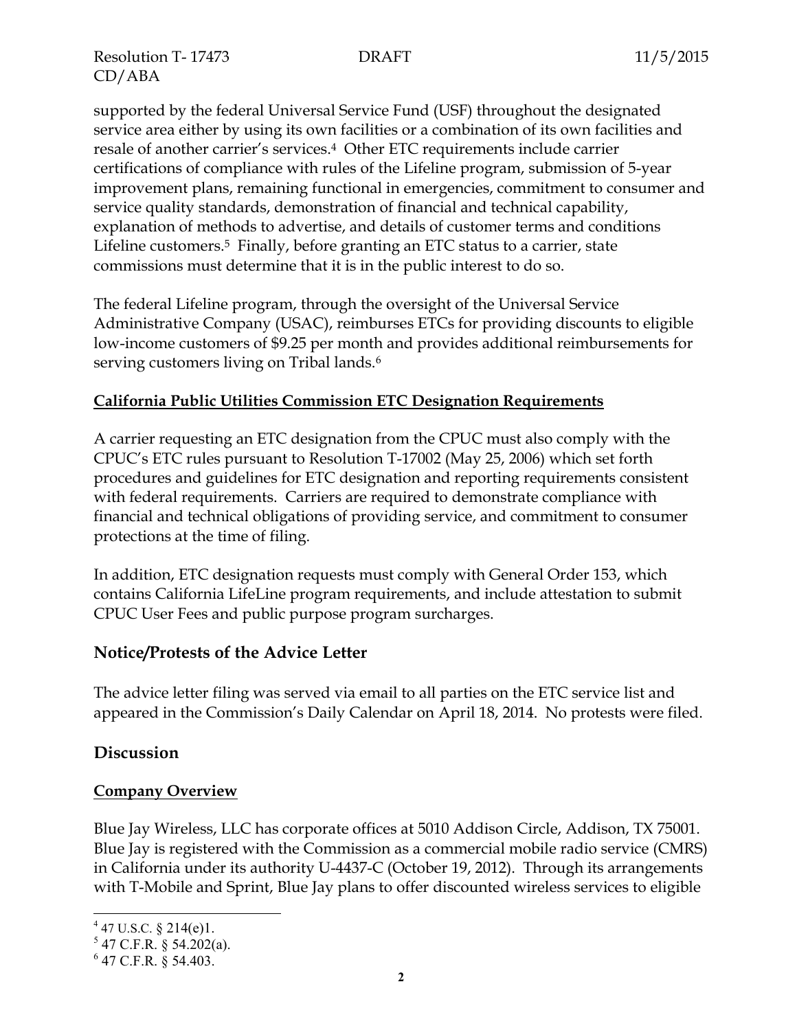supported by the federal Universal Service Fund (USF) throughout the designated service area either by using its own facilities or a combination of its own facilities and resale of another carrier's services.[4] Other ETC requirements include carrier certifications of compliance with rules of the Lifeline program, submission of 5-year improvement plans, remaining functional in emergencies, commitment to consumer and service quality standards, demonstration of financial and technical capability, explanation of methods to advertise, and details of customer terms and conditions Lifeline customers.[5] Finally, before granting an ETC status to a carrier, state commissions must determine that it is in the public interest to do so.

The federal Lifeline program, through the oversight of the Universal Service Administrative Company (USAC), reimburses ETCs for providing discounts to eligible low-income customers of $9.25 per month and provides additional reimbursements for serving customers living on Tribal lands.[6]

**California Public Utilities Commission ETC Designation Requirements**

A carrier requesting an ETC designation from the CPUC must also comply with the CPUC's ETC rules pursuant to Resolution T-17002 (May 25, 2006) which set forth procedures and guidelines for ETC designation and reporting requirements consistent with federal requirements. Carriers are required to demonstrate compliance with financial and technical obligations of providing service, and commitment to consumer protections at the time of filing.

In addition, ETC designation requests must comply with General Order 153, which contains California LifeLine program requirements, and include attestation to submit CPUC User Fees and public purpose program surcharges.

## Notice/Protests of the Advice Letter

The advice letter filing was served via email to all parties on the ETC service list and appeared in the Commission's Daily Calendar on April 18, 2014. No protests were filed.

## Discussion

**Company Overview**

Blue Jay Wireless, LLC has corporate offices at 5010 Addison Circle, Addison, TX 75001. Blue Jay is registered with the Commission as a commercial mobile radio service (CMRS) in California under its authority U-4437-C (October 19, 2012). Through its arrangements with T-Mobile and Sprint, Blue Jay plans to offer discounted wireless services to eligible

[4] 47 U.S.C. § 214(e)1.

[5] 47 C.F.R. § 54.202(a).

[6] 47 C.F.R. § 54.403.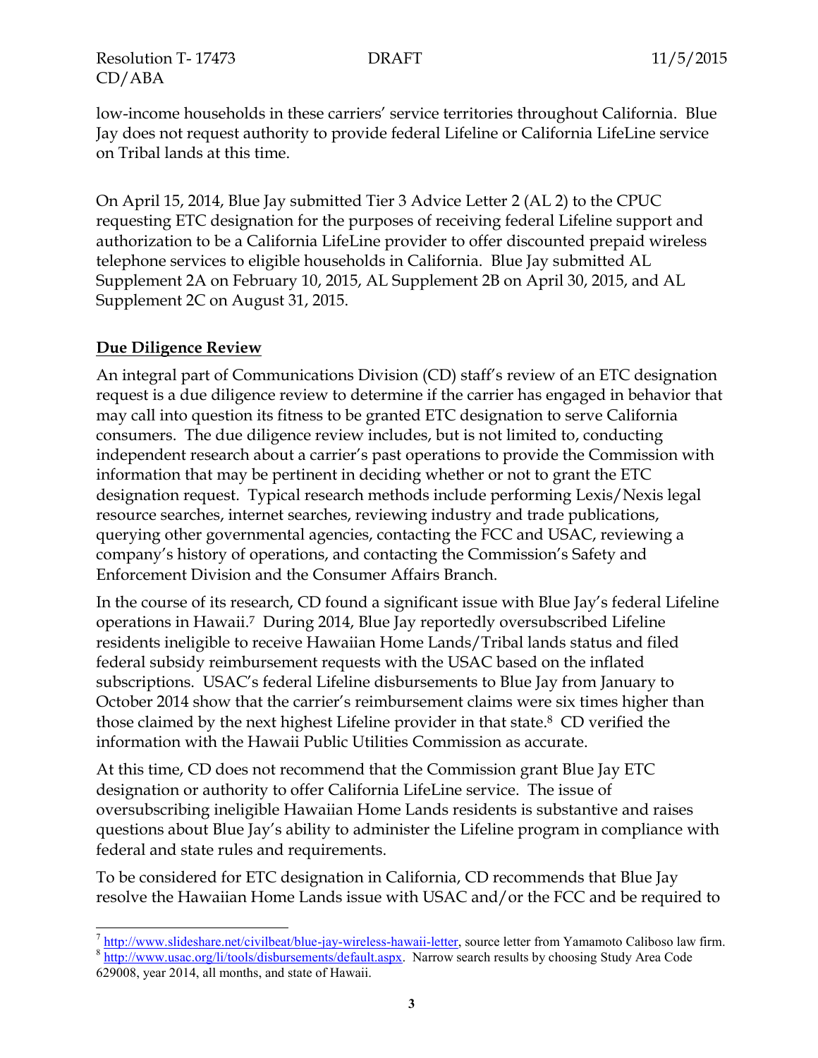low-income households in these carriers' service territories throughout California. Blue Jay does not request authority to provide federal Lifeline or California LifeLine service on Tribal lands at this time.

On April 15, 2014, Blue Jay submitted Tier 3 Advice Letter 2 (AL 2) to the CPUC requesting ETC designation for the purposes of receiving federal Lifeline support and authorization to be a California LifeLine provider to offer discounted prepaid wireless telephone services to eligible households in California. Blue Jay submitted AL Supplement 2A on February 10, 2015, AL Supplement 2B on April 30, 2015, and AL Supplement 2C on August 31, 2015.

## Due Diligence Review

An integral part of Communications Division (CD) staff's review of an ETC designation request is a due diligence review to determine if the carrier has engaged in behavior that may call into question its fitness to be granted ETC designation to serve California consumers. The due diligence review includes, but is not limited to, conducting independent research about a carrier's past operations to provide the Commission with information that may be pertinent in deciding whether or not to grant the ETC designation request. Typical research methods include performing Lexis/Nexis legal resource searches, internet searches, reviewing industry and trade publications, querying other governmental agencies, contacting the FCC and USAC, reviewing a company's history of operations, and contacting the Commission's Safety and Enforcement Division and the Consumer Affairs Branch.

In the course of its research, CD found a significant issue with Blue Jay's federal Lifeline operations in Hawaii.[7] During 2014, Blue Jay reportedly oversubscribed Lifeline residents ineligible to receive Hawaiian Home Lands/Tribal lands status and filed federal subsidy reimbursement requests with the USAC based on the inflated subscriptions. USAC's federal Lifeline disbursements to Blue Jay from January to October 2014 show that the carrier's reimbursement claims were six times higher than those claimed by the next highest Lifeline provider in that state.[8] CD verified the information with the Hawaii Public Utilities Commission as accurate.

At this time, CD does not recommend that the Commission grant Blue Jay ETC designation or authority to offer California LifeLine service. The issue of oversubscribing ineligible Hawaiian Home Lands residents is substantive and raises questions about Blue Jay's ability to administer the Lifeline program in compliance with federal and state rules and requirements.

To be considered for ETC designation in California, CD recommends that Blue Jay resolve the Hawaiian Home Lands issue with USAC and/or the FCC and be required to

---

[7] http://www.slideshare.net/civilbeat/blue-jay-wireless-hawaii-letter, source letter from Yamamoto Caliboso law firm.

[8] http://www.usac.org/li/tools/disbursements/default.aspx. Narrow search results by choosing Study Area Code 629008, year 2014, all months, and state of Hawaii.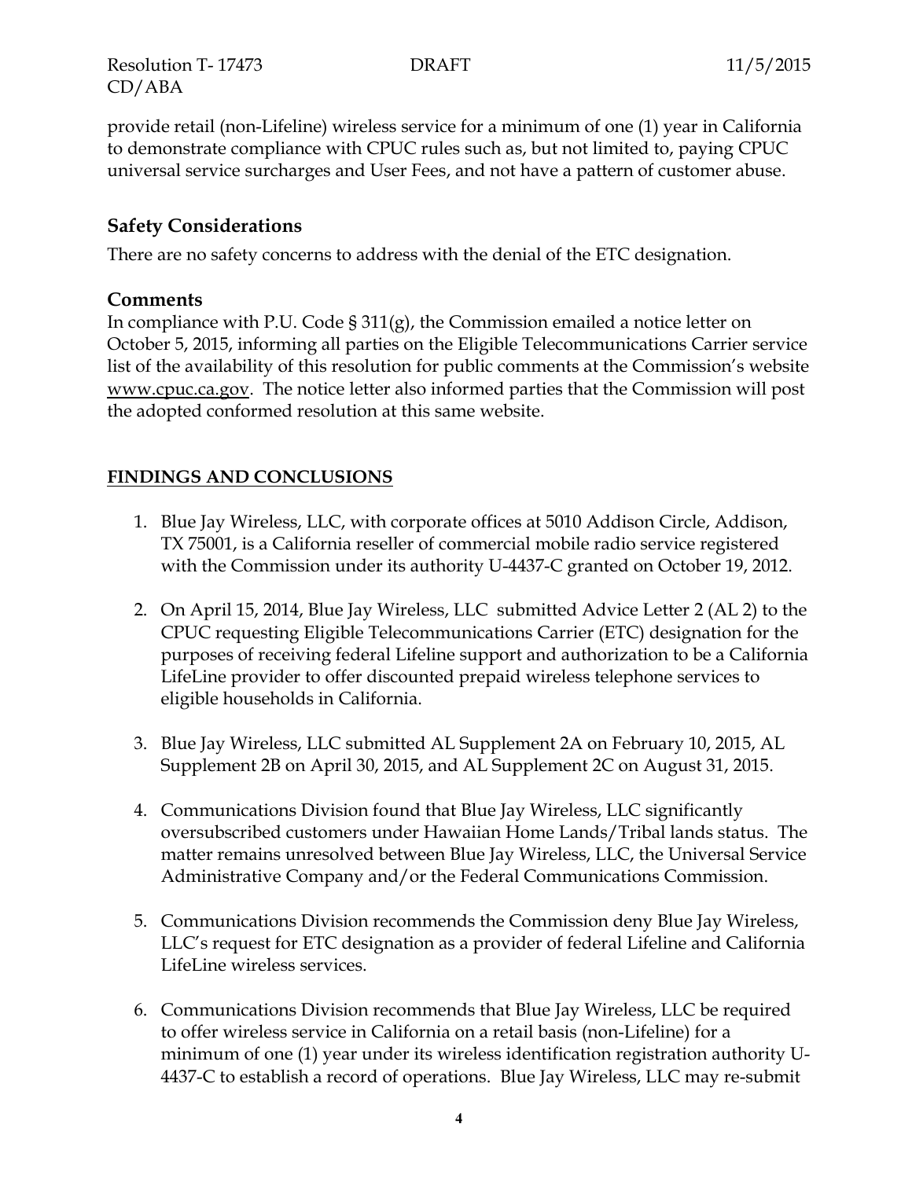provide retail (non-Lifeline) wireless service for a minimum of one (1) year in California to demonstrate compliance with CPUC rules such as, but not limited to, paying CPUC universal service surcharges and User Fees, and not have a pattern of customer abuse.

### Safety Considerations

There are no safety concerns to address with the denial of the ETC designation.

### Comments

In compliance with P.U. Code § 311(g), the Commission emailed a notice letter on October 5, 2015, informing all parties on the Eligible Telecommunications Carrier service list of the availability of this resolution for public comments at the Commission's website www.cpuc.ca.gov. The notice letter also informed parties that the Commission will post the adopted conformed resolution at this same website.

## FINDINGS AND CONCLUSIONS

1. Blue Jay Wireless, LLC, with corporate offices at 5010 Addison Circle, Addison, TX 75001, is a California reseller of commercial mobile radio service registered with the Commission under its authority U-4437-C granted on October 19, 2012.

2. On April 15, 2014, Blue Jay Wireless, LLC submitted Advice Letter 2 (AL 2) to the CPUC requesting Eligible Telecommunications Carrier (ETC) designation for the purposes of receiving federal Lifeline support and authorization to be a California LifeLine provider to offer discounted prepaid wireless telephone services to eligible households in California.

3. Blue Jay Wireless, LLC submitted AL Supplement 2A on February 10, 2015, AL Supplement 2B on April 30, 2015, and AL Supplement 2C on August 31, 2015.

4. Communications Division found that Blue Jay Wireless, LLC significantly oversubscribed customers under Hawaiian Home Lands/Tribal lands status. The matter remains unresolved between Blue Jay Wireless, LLC, the Universal Service Administrative Company and/or the Federal Communications Commission.

5. Communications Division recommends the Commission deny Blue Jay Wireless, LLC's request for ETC designation as a provider of federal Lifeline and California LifeLine wireless services.

6. Communications Division recommends that Blue Jay Wireless, LLC be required to offer wireless service in California on a retail basis (non-Lifeline) for a minimum of one (1) year under its wireless identification registration authority U-4437-C to establish a record of operations. Blue Jay Wireless, LLC may re-submit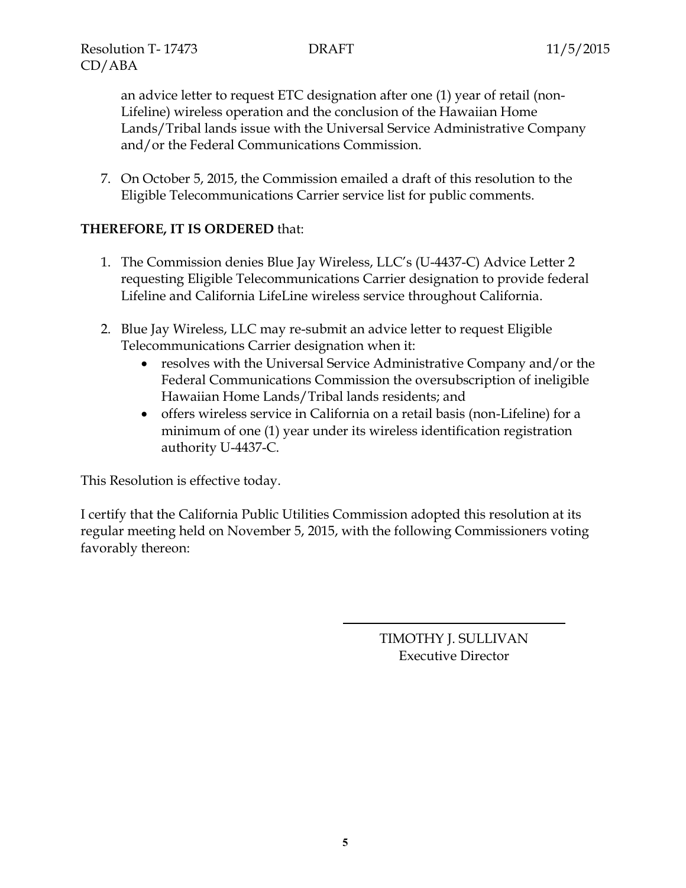an advice letter to request ETC designation after one (1) year of retail (non-Lifeline) wireless operation and the conclusion of the Hawaiian Home Lands/Tribal lands issue with the Universal Service Administrative Company and/or the Federal Communications Commission.

7. On October 5, 2015, the Commission emailed a draft of this resolution to the Eligible Telecommunications Carrier service list for public comments.

**THEREFORE, IT IS ORDERED** that:

1. The Commission denies Blue Jay Wireless, LLC's (U-4437-C) Advice Letter 2 requesting Eligible Telecommunications Carrier designation to provide federal Lifeline and California LifeLine wireless service throughout California.

2. Blue Jay Wireless, LLC may re-submit an advice letter to request Eligible Telecommunications Carrier designation when it:
   - resolves with the Universal Service Administrative Company and/or the Federal Communications Commission the oversubscription of ineligible Hawaiian Home Lands/Tribal lands residents; and
   - offers wireless service in California on a retail basis (non-Lifeline) for a minimum of one (1) year under its wireless identification registration authority U-4437-C.

This Resolution is effective today.

I certify that the California Public Utilities Commission adopted this resolution at its regular meeting held on November 5, 2015, with the following Commissioners voting favorably thereon:

TIMOTHY J. SULLIVAN
Executive Director